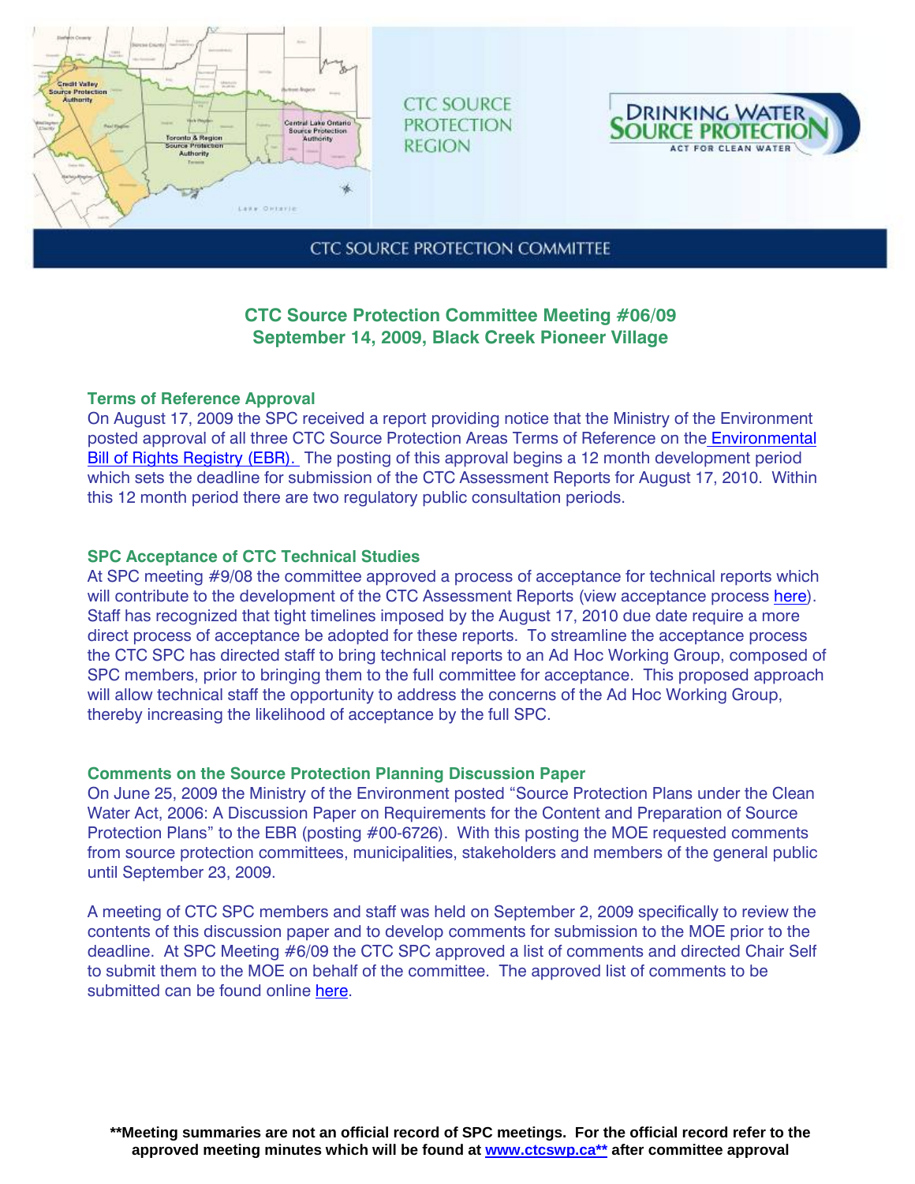CTC SOURCE PROTECTION REGION

DRINKING WATER SOURCE PROTECTION
ACT FOR CLEAN WATER

CTC SOURCE PROTECTION COMMITTEE

## CTC Source Protection Committee Meeting #06/09
## September 14, 2009, Black Creek Pioneer Village

### Terms of Reference Approval

On August 17, 2009 the SPC received a report providing notice that the Ministry of the Environment posted approval of all three CTC Source Protection Areas Terms of Reference on the Environmental Bill of Rights Registry (EBR). The posting of this approval begins a 12 month development period which sets the deadline for submission of the CTC Assessment Reports for August 17, 2010. Within this 12 month period there are two regulatory public consultation periods.

### SPC Acceptance of CTC Technical Studies

At SPC meeting #9/08 the committee approved a process of acceptance for technical reports which will contribute to the development of the CTC Assessment Reports (view acceptance process here). Staff has recognized that tight timelines imposed by the August 17, 2010 due date require a more direct process of acceptance be adopted for these reports. To streamline the acceptance process the CTC SPC has directed staff to bring technical reports to an Ad Hoc Working Group, composed of SPC members, prior to bringing them to the full committee for acceptance. This proposed approach will allow technical staff the opportunity to address the concerns of the Ad Hoc Working Group, thereby increasing the likelihood of acceptance by the full SPC.

### Comments on the Source Protection Planning Discussion Paper

On June 25, 2009 the Ministry of the Environment posted "Source Protection Plans under the Clean Water Act, 2006: A Discussion Paper on Requirements for the Content and Preparation of Source Protection Plans" to the EBR (posting #00-6726). With this posting the MOE requested comments from source protection committees, municipalities, stakeholders and members of the general public until September 23, 2009.

A meeting of CTC SPC members and staff was held on September 2, 2009 specifically to review the contents of this discussion paper and to develop comments for submission to the MOE prior to the deadline. At SPC Meeting #6/09 the CTC SPC approved a list of comments and directed Chair Self to submit them to the MOE on behalf of the committee. The approved list of comments to be submitted can be found online here.

**\*\*Meeting summaries are not an official record of SPC meetings. For the official record refer to the approved meeting minutes which will be found at www.ctcswp.ca\*\* after committee approval**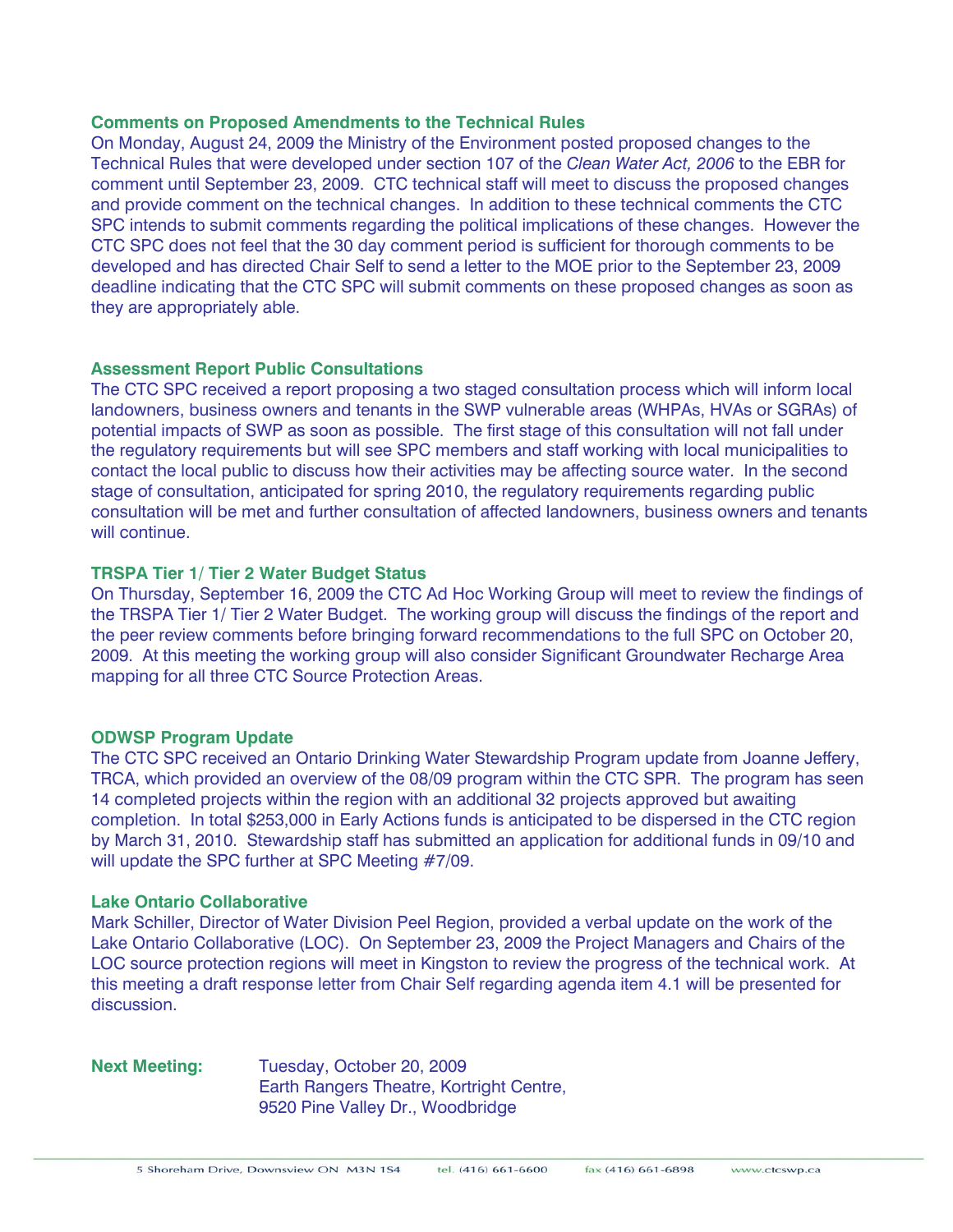### Comments on Proposed Amendments to the Technical Rules

On Monday, August 24, 2009 the Ministry of the Environment posted proposed changes to the Technical Rules that were developed under section 107 of the *Clean Water Act, 2006* to the EBR for comment until September 23, 2009. CTC technical staff will meet to discuss the proposed changes and provide comment on the technical changes. In addition to these technical comments the CTC SPC intends to submit comments regarding the political implications of these changes. However the CTC SPC does not feel that the 30 day comment period is sufficient for thorough comments to be developed and has directed Chair Self to send a letter to the MOE prior to the September 23, 2009 deadline indicating that the CTC SPC will submit comments on these proposed changes as soon as they are appropriately able.

### Assessment Report Public Consultations

The CTC SPC received a report proposing a two staged consultation process which will inform local landowners, business owners and tenants in the SWP vulnerable areas (WHPAs, HVAs or SGRAs) of potential impacts of SWP as soon as possible. The first stage of this consultation will not fall under the regulatory requirements but will see SPC members and staff working with local municipalities to contact the local public to discuss how their activities may be affecting source water. In the second stage of consultation, anticipated for spring 2010, the regulatory requirements regarding public consultation will be met and further consultation of affected landowners, business owners and tenants will continue.

### TRSPA Tier 1/ Tier 2 Water Budget Status

On Thursday, September 16, 2009 the CTC Ad Hoc Working Group will meet to review the findings of the TRSPA Tier 1/ Tier 2 Water Budget. The working group will discuss the findings of the report and the peer review comments before bringing forward recommendations to the full SPC on October 20, 2009. At this meeting the working group will also consider Significant Groundwater Recharge Area mapping for all three CTC Source Protection Areas.

### ODWSP Program Update

The CTC SPC received an Ontario Drinking Water Stewardship Program update from Joanne Jeffery, TRCA, which provided an overview of the 08/09 program within the CTC SPR. The program has seen 14 completed projects within the region with an additional 32 projects approved but awaiting completion. In total $253,000 in Early Actions funds is anticipated to be dispersed in the CTC region by March 31, 2010. Stewardship staff has submitted an application for additional funds in 09/10 and will update the SPC further at SPC Meeting #7/09.

### Lake Ontario Collaborative

Mark Schiller, Director of Water Division Peel Region, provided a verbal update on the work of the Lake Ontario Collaborative (LOC). On September 23, 2009 the Project Managers and Chairs of the LOC source protection regions will meet in Kingston to review the progress of the technical work. At this meeting a draft response letter from Chair Self regarding agenda item 4.1 will be presented for discussion.

**Next Meeting:** Tuesday, October 20, 2009
Earth Rangers Theatre, Kortright Centre,
9520 Pine Valley Dr., Woodbridge